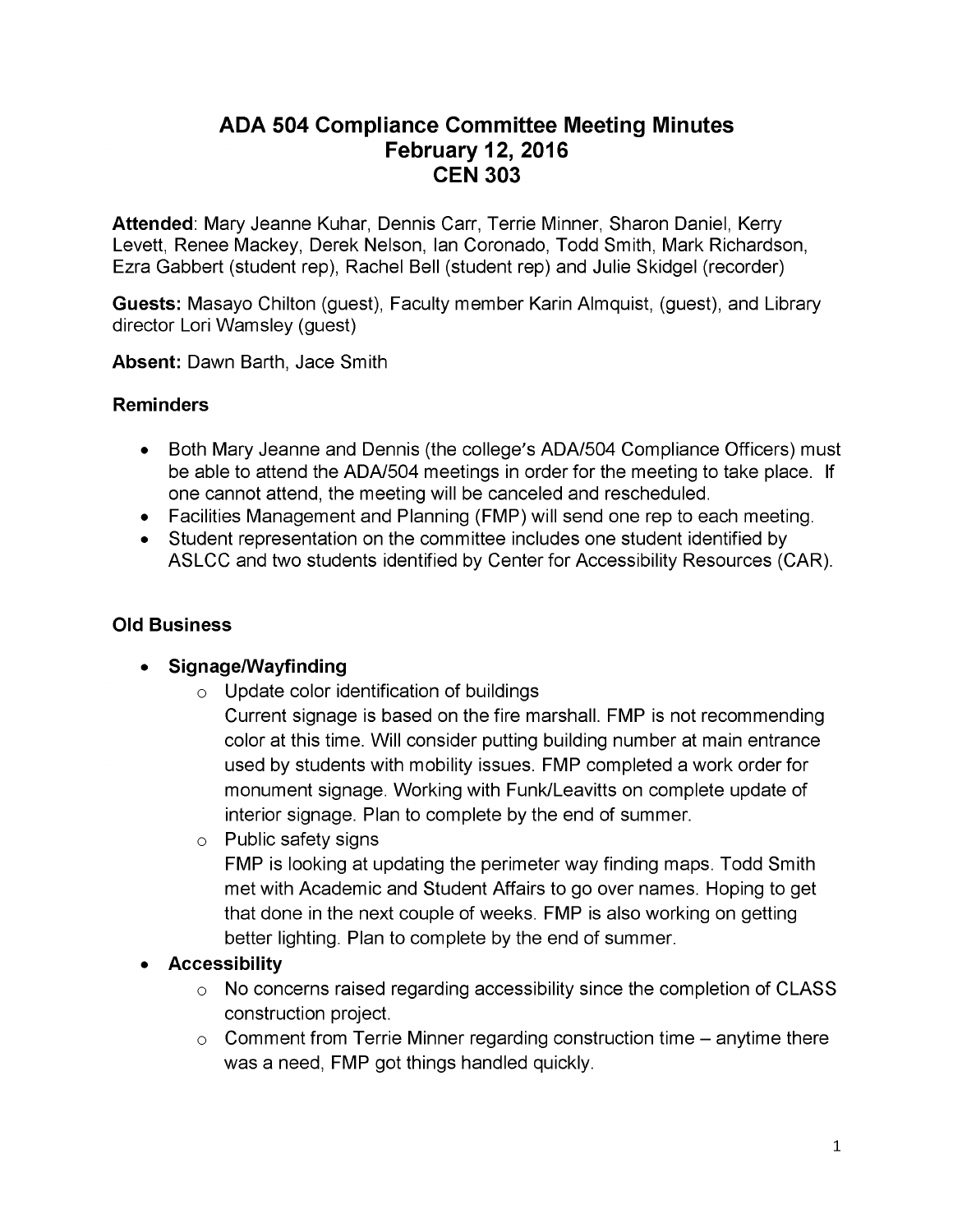# ADA 504 Compliance Committee Meeting Minutes
## February 12, 2016
## CEN 303

**Attended**: Mary Jeanne Kuhar, Dennis Carr, Terrie Minner, Sharon Daniel, Kerry Levett, Renee Mackey, Derek Nelson, Ian Coronado, Todd Smith, Mark Richardson, Ezra Gabbert (student rep), Rachel Bell (student rep) and Julie Skidgel (recorder)

**Guests:** Masayo Chilton (guest), Faculty member Karin Almquist, (guest), and Library director Lori Wamsley (guest)

**Absent:** Dawn Barth, Jace Smith

### Reminders

- Both Mary Jeanne and Dennis (the college's ADA/504 Compliance Officers) must be able to attend the ADA/504 meetings in order for the meeting to take place. If one cannot attend, the meeting will be canceled and rescheduled.
- Facilities Management and Planning (FMP) will send one rep to each meeting.
- Student representation on the committee includes one student identified by ASLCC and two students identified by Center for Accessibility Resources (CAR).

### Old Business

- **Signage/Wayfinding**
  - Update color identification of buildings
    Current signage is based on the fire marshall. FMP is not recommending color at this time. Will consider putting building number at main entrance used by students with mobility issues. FMP completed a work order for monument signage. Working with Funk/Leavitts on complete update of interior signage. Plan to complete by the end of summer.
  - Public safety signs
    FMP is looking at updating the perimeter way finding maps. Todd Smith met with Academic and Student Affairs to go over names. Hoping to get that done in the next couple of weeks. FMP is also working on getting better lighting. Plan to complete by the end of summer.
- **Accessibility**
  - No concerns raised regarding accessibility since the completion of CLASS construction project.
  - Comment from Terrie Minner regarding construction time – anytime there was a need, FMP got things handled quickly.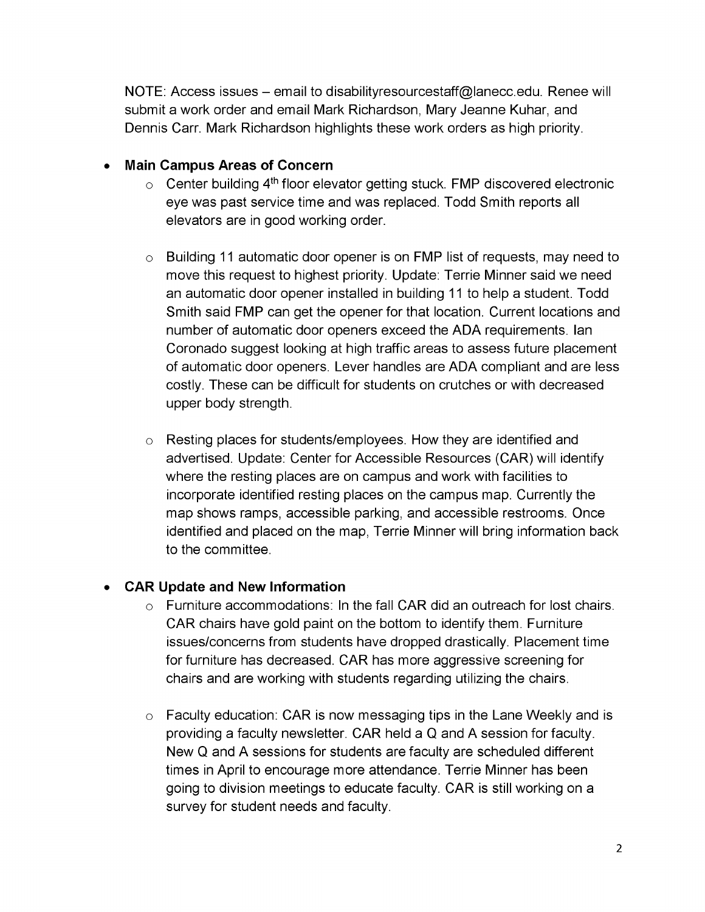NOTE: Access issues – email to disabilityresourcestaff@lanecc.edu. Renee will submit a work order and email Mark Richardson, Mary Jeanne Kuhar, and Dennis Carr. Mark Richardson highlights these work orders as high priority.

- **Main Campus Areas of Concern**
  - Center building 4th floor elevator getting stuck. FMP discovered electronic eye was past service time and was replaced. Todd Smith reports all elevators are in good working order.
  - Building 11 automatic door opener is on FMP list of requests, may need to move this request to highest priority. Update: Terrie Minner said we need an automatic door opener installed in building 11 to help a student. Todd Smith said FMP can get the opener for that location. Current locations and number of automatic door openers exceed the ADA requirements. Ian Coronado suggest looking at high traffic areas to assess future placement of automatic door openers. Lever handles are ADA compliant and are less costly. These can be difficult for students on crutches or with decreased upper body strength.
  - Resting places for students/employees. How they are identified and advertised. Update: Center for Accessible Resources (CAR) will identify where the resting places are on campus and work with facilities to incorporate identified resting places on the campus map. Currently the map shows ramps, accessible parking, and accessible restrooms. Once identified and placed on the map, Terrie Minner will bring information back to the committee.

- **CAR Update and New Information**
  - Furniture accommodations: In the fall CAR did an outreach for lost chairs. CAR chairs have gold paint on the bottom to identify them. Furniture issues/concerns from students have dropped drastically. Placement time for furniture has decreased. CAR has more aggressive screening for chairs and are working with students regarding utilizing the chairs.
  - Faculty education: CAR is now messaging tips in the Lane Weekly and is providing a faculty newsletter. CAR held a Q and A session for faculty. New Q and A sessions for students are faculty are scheduled different times in April to encourage more attendance. Terrie Minner has been going to division meetings to educate faculty. CAR is still working on a survey for student needs and faculty.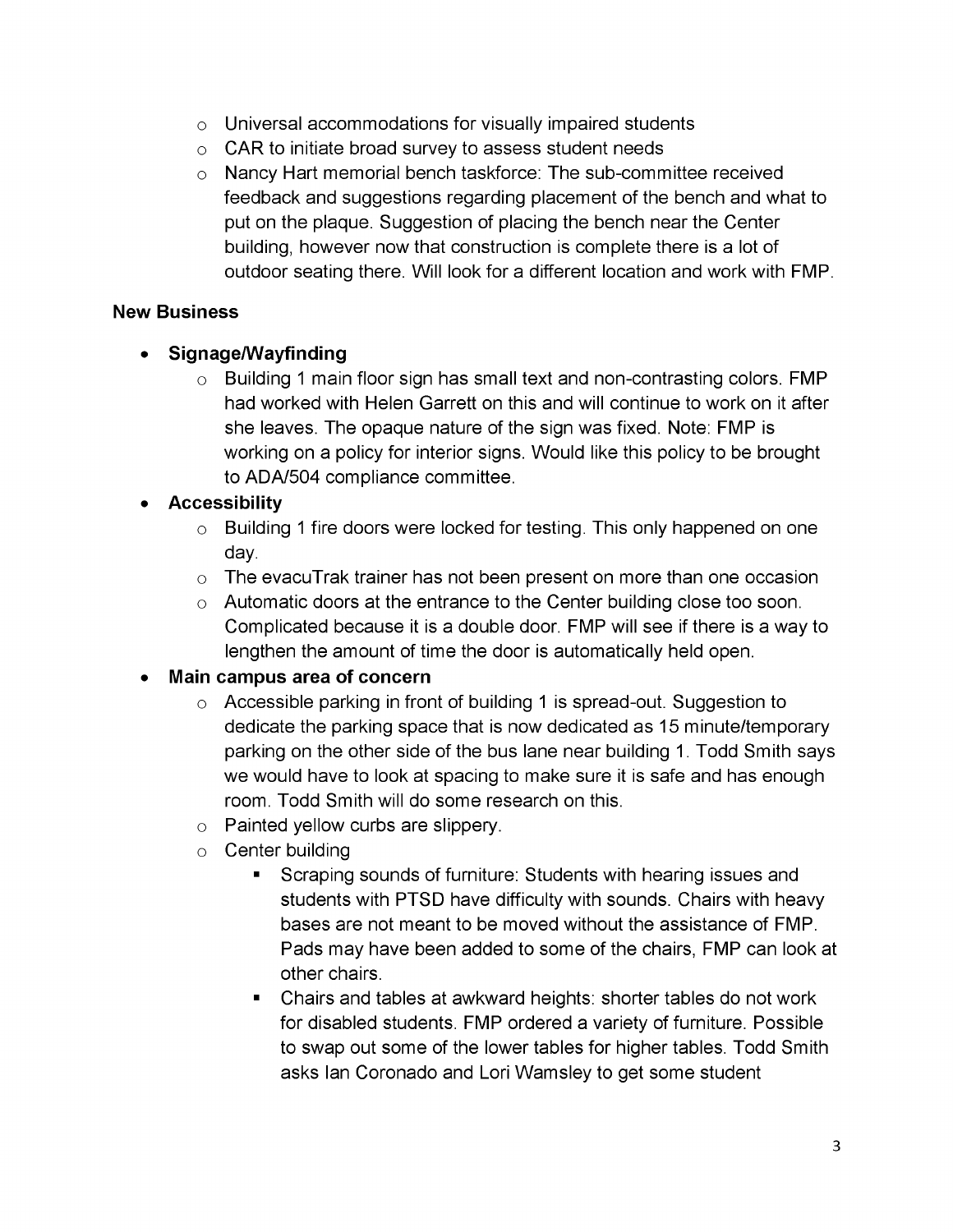- Universal accommodations for visually impaired students
- CAR to initiate broad survey to assess student needs
- Nancy Hart memorial bench taskforce: The sub-committee received feedback and suggestions regarding placement of the bench and what to put on the plaque. Suggestion of placing the bench near the Center building, however now that construction is complete there is a lot of outdoor seating there. Will look for a different location and work with FMP.

**New Business**

- **Signage/Wayfinding**
  - Building 1 main floor sign has small text and non-contrasting colors. FMP had worked with Helen Garrett on this and will continue to work on it after she leaves. The opaque nature of the sign was fixed. Note: FMP is working on a policy for interior signs. Would like this policy to be brought to ADA/504 compliance committee.
- **Accessibility**
  - Building 1 fire doors were locked for testing. This only happened on one day.
  - The evacuTrak trainer has not been present on more than one occasion
  - Automatic doors at the entrance to the Center building close too soon. Complicated because it is a double door. FMP will see if there is a way to lengthen the amount of time the door is automatically held open.
- **Main campus area of concern**
  - Accessible parking in front of building 1 is spread-out. Suggestion to dedicate the parking space that is now dedicated as 15 minute/temporary parking on the other side of the bus lane near building 1. Todd Smith says we would have to look at spacing to make sure it is safe and has enough room. Todd Smith will do some research on this.
  - Painted yellow curbs are slippery.
  - Center building
    - Scraping sounds of furniture: Students with hearing issues and students with PTSD have difficulty with sounds. Chairs with heavy bases are not meant to be moved without the assistance of FMP. Pads may have been added to some of the chairs, FMP can look at other chairs.
    - Chairs and tables at awkward heights: shorter tables do not work for disabled students. FMP ordered a variety of furniture. Possible to swap out some of the lower tables for higher tables. Todd Smith asks Ian Coronado and Lori Wamsley to get some student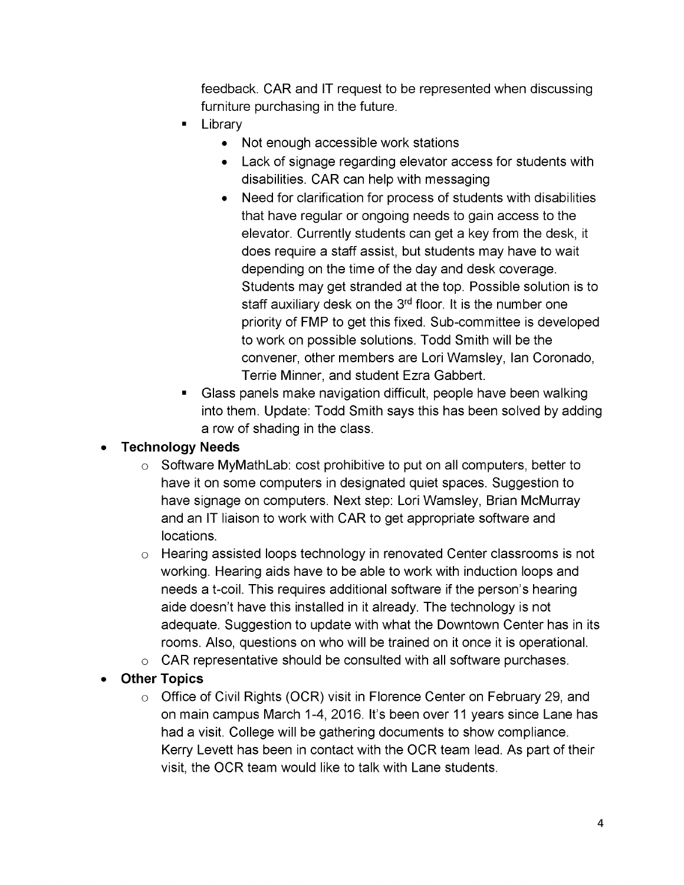feedback. CAR and IT request to be represented when discussing furniture purchasing in the future.

   - Library
     - Not enough accessible work stations
     - Lack of signage regarding elevator access for students with disabilities. CAR can help with messaging
     - Need for clarification for process of students with disabilities that have regular or ongoing needs to gain access to the elevator. Currently students can get a key from the desk, it does require a staff assist, but students may have to wait depending on the time of the day and desk coverage. Students may get stranded at the top. Possible solution is to staff auxiliary desk on the 3rd floor. It is the number one priority of FMP to get this fixed. Sub-committee is developed to work on possible solutions. Todd Smith will be the convener, other members are Lori Wamsley, Ian Coronado, Terrie Minner, and student Ezra Gabbert.
   - Glass panels make navigation difficult, people have been walking into them. Update: Todd Smith says this has been solved by adding a row of shading in the class.

- **Technology Needs**
  - Software MyMathLab: cost prohibitive to put on all computers, better to have it on some computers in designated quiet spaces. Suggestion to have signage on computers. Next step: Lori Wamsley, Brian McMurray and an IT liaison to work with CAR to get appropriate software and locations.
  - Hearing assisted loops technology in renovated Center classrooms is not working. Hearing aids have to be able to work with induction loops and needs a t-coil. This requires additional software if the person's hearing aide doesn't have this installed in it already. The technology is not adequate. Suggestion to update with what the Downtown Center has in its rooms. Also, questions on who will be trained on it once it is operational.
  - CAR representative should be consulted with all software purchases.
- **Other Topics**
  - Office of Civil Rights (OCR) visit in Florence Center on February 29, and on main campus March 1-4, 2016. It's been over 11 years since Lane has had a visit. College will be gathering documents to show compliance. Kerry Levett has been in contact with the OCR team lead. As part of their visit, the OCR team would like to talk with Lane students.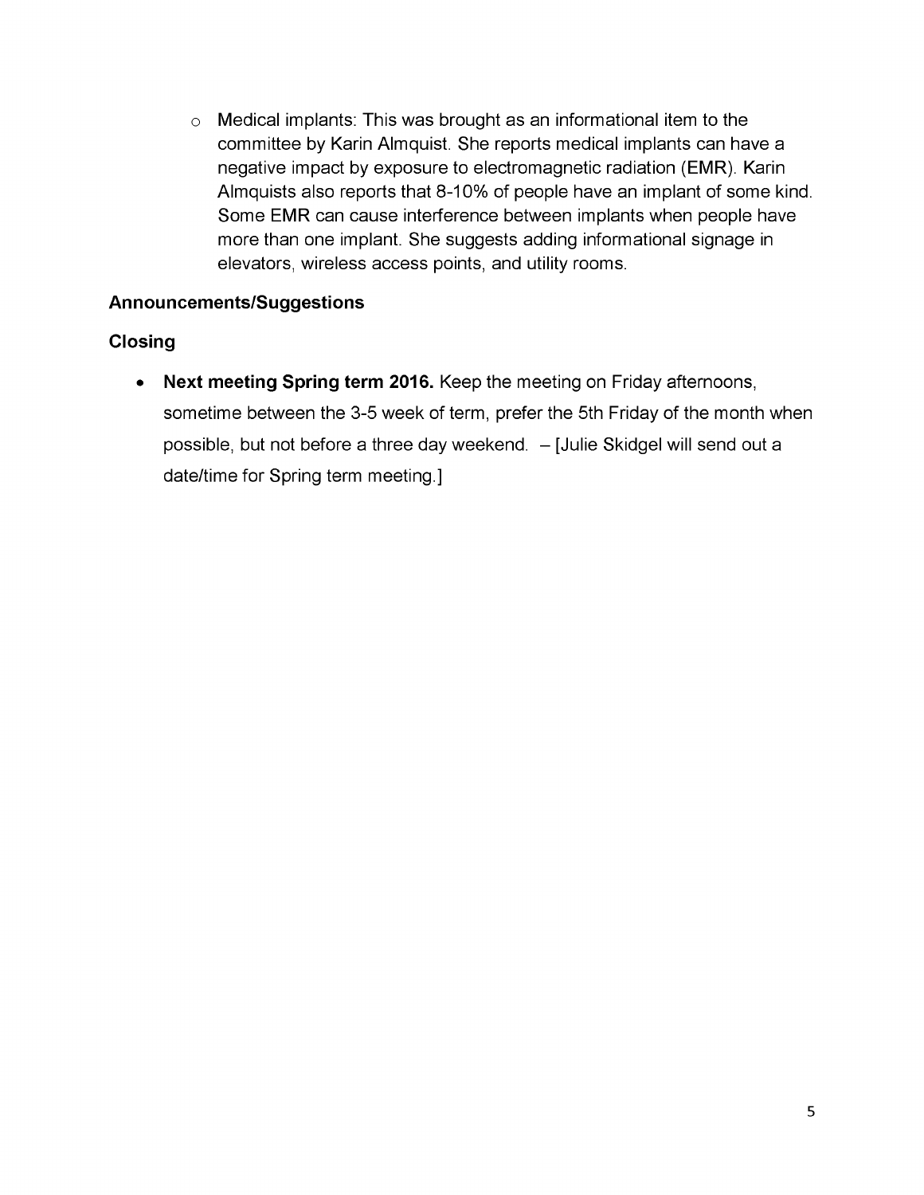- Medical implants: This was brought as an informational item to the committee by Karin Almquist. She reports medical implants can have a negative impact by exposure to electromagnetic radiation (EMR). Karin Almquists also reports that 8-10% of people have an implant of some kind. Some EMR can cause interference between implants when people have more than one implant. She suggests adding informational signage in elevators, wireless access points, and utility rooms.

**Announcements/Suggestions**

**Closing**

- **Next meeting Spring term 2016.** Keep the meeting on Friday afternoons, sometime between the 3-5 week of term, prefer the 5th Friday of the month when possible, but not before a three day weekend. – [Julie Skidgel will send out a date/time for Spring term meeting.]